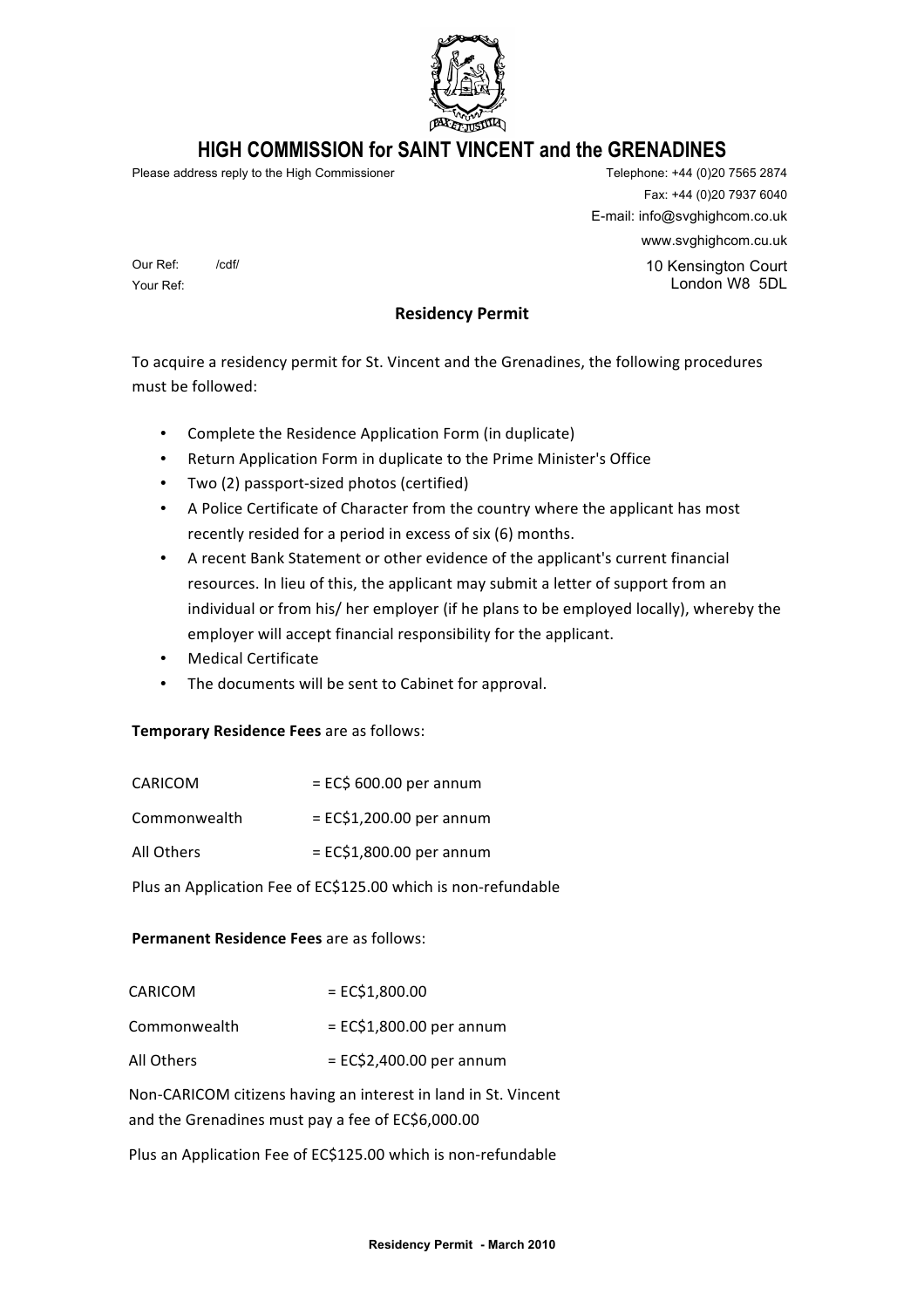# HIGH COMMISSION for SAINT VINCENT and the GRENADINES

Please address reply to the High Commissioner

Telephone: +44 (0)20 7565 2874
Fax: +44 (0)20 7937 6040
E-mail: info@svghighcom.co.uk
www.svghighcom.cu.uk

10 Kensington Court
London W8 5DL

Our Ref: /cdf/
Your Ref:

## Residency Permit

To acquire a residency permit for St. Vincent and the Grenadines, the following procedures must be followed:

- Complete the Residence Application Form (in duplicate)
- Return Application Form in duplicate to the Prime Minister's Office
- Two (2) passport-sized photos (certified)
- A Police Certificate of Character from the country where the applicant has most recently resided for a period in excess of six (6) months.
- A recent Bank Statement or other evidence of the applicant's current financial resources. In lieu of this, the applicant may submit a letter of support from an individual or from his/ her employer (if he plans to be employed locally), whereby the employer will accept financial responsibility for the applicant.
- Medical Certificate
- The documents will be sent to Cabinet for approval.

**Temporary Residence Fees** are as follows:

| | |
|---|---|
| CARICOM | = EC$ 600.00 per annum |
| Commonwealth | = EC$1,200.00 per annum |
| All Others | = EC$1,800.00 per annum |

Plus an Application Fee of EC$125.00 which is non-refundable

**Permanent Residence Fees** are as follows:

| | |
|---|---|
| CARICOM | = EC$1,800.00 |
| Commonwealth | = EC$1,800.00 per annum |
| All Others | = EC$2,400.00 per annum |

Non-CARICOM citizens having an interest in land in St. Vincent and the Grenadines must pay a fee of EC$6,000.00

Plus an Application Fee of EC$125.00 which is non-refundable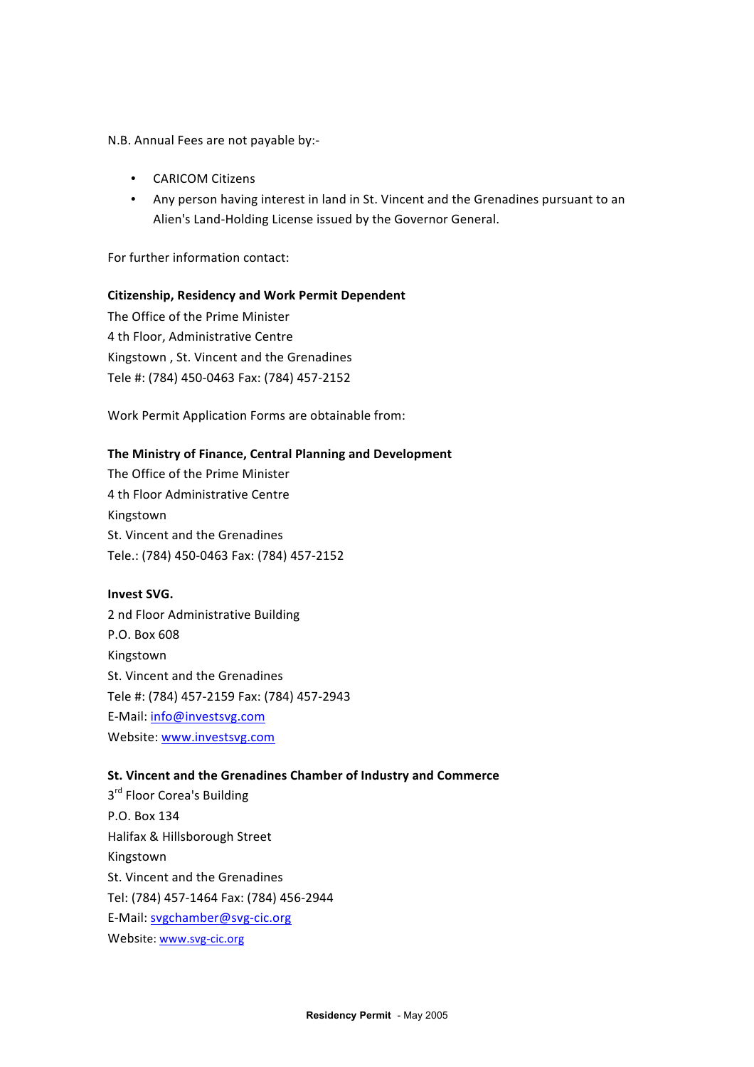N.B. Annual Fees are not payable by:-

- CARICOM Citizens
- Any person having interest in land in St. Vincent and the Grenadines pursuant to an Alien's Land-Holding License issued by the Governor General.

For further information contact:

**Citizenship, Residency and Work Permit Dependent**
The Office of the Prime Minister
4 th Floor, Administrative Centre
Kingstown , St. Vincent and the Grenadines
Tele #: (784) 450-0463 Fax: (784) 457-2152

Work Permit Application Forms are obtainable from:

**The Ministry of Finance, Central Planning and Development**
The Office of the Prime Minister
4 th Floor Administrative Centre
Kingstown
St. Vincent and the Grenadines
Tele.: (784) 450-0463 Fax: (784) 457-2152

**Invest SVG.**
2 nd Floor Administrative Building
P.O. Box 608
Kingstown
St. Vincent and the Grenadines
Tele #: (784) 457-2159 Fax: (784) 457-2943
E-Mail: info@investsvg.com
Website: www.investsvg.com

**St. Vincent and the Grenadines Chamber of Industry and Commerce**
3rd Floor Corea's Building
P.O. Box 134
Halifax & Hillsborough Street
Kingstown
St. Vincent and the Grenadines
Tel: (784) 457-1464 Fax: (784) 456-2944
E-Mail: svgchamber@svg-cic.org
Website: www.svg-cic.org